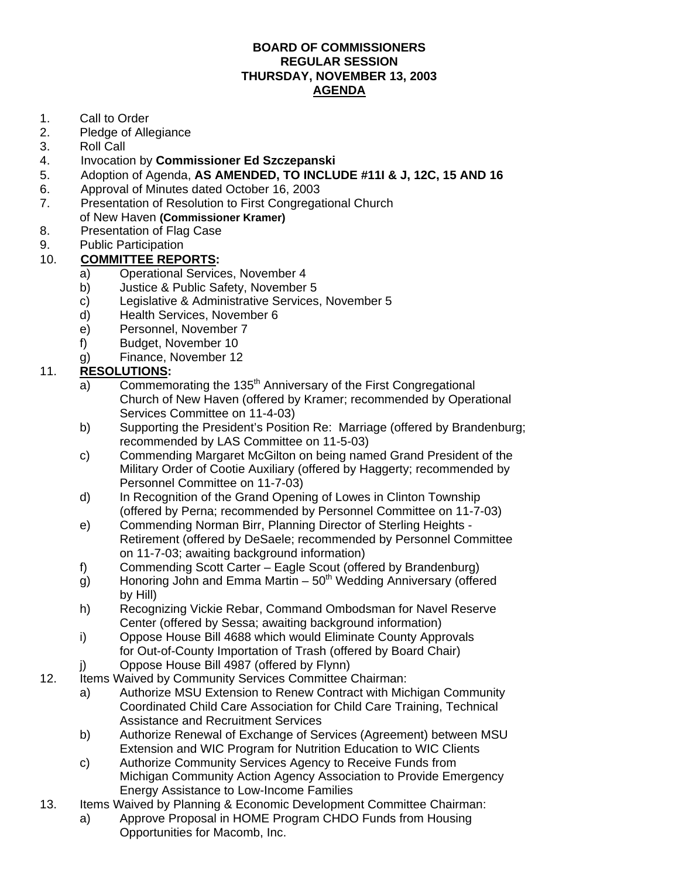# BOARD OF COMMISSIONERS
## REGULAR SESSION
## THURSDAY, NOVEMBER 13, 2003
## AGENDA

1. Call to Order
2. Pledge of Allegiance
3. Roll Call
4. Invocation by **Commissioner Ed Szczepanski**
5. Adoption of Agenda, **AS AMENDED, TO INCLUDE #11I & J, 12C, 15 AND 16**
6. Approval of Minutes dated October 16, 2003
7. Presentation of Resolution to First Congregational Church of New Haven **(Commissioner Kramer)**
8. Presentation of Flag Case
9. Public Participation
10. **COMMITTEE REPORTS:**
    - a) Operational Services, November 4
    - b) Justice & Public Safety, November 5
    - c) Legislative & Administrative Services, November 5
    - d) Health Services, November 6
    - e) Personnel, November 7
    - f) Budget, November 10
    - g) Finance, November 12
11. **RESOLUTIONS:**
    - a) Commemorating the 135th Anniversary of the First Congregational Church of New Haven (offered by Kramer; recommended by Operational Services Committee on 11-4-03)
    - b) Supporting the President's Position Re: Marriage (offered by Brandenburg; recommended by LAS Committee on 11-5-03)
    - c) Commending Margaret McGilton on being named Grand President of the Military Order of Cootie Auxiliary (offered by Haggerty; recommended by Personnel Committee on 11-7-03)
    - d) In Recognition of the Grand Opening of Lowes in Clinton Township (offered by Perna; recommended by Personnel Committee on 11-7-03)
    - e) Commending Norman Birr, Planning Director of Sterling Heights - Retirement (offered by DeSaele; recommended by Personnel Committee on 11-7-03; awaiting background information)
    - f) Commending Scott Carter – Eagle Scout (offered by Brandenburg)
    - g) Honoring John and Emma Martin – 50th Wedding Anniversary (offered by Hill)
    - h) Recognizing Vickie Rebar, Command Ombodsman for Navel Reserve Center (offered by Sessa; awaiting background information)
    - i) Oppose House Bill 4688 which would Eliminate County Approvals for Out-of-County Importation of Trash (offered by Board Chair)
    - j) Oppose House Bill 4987 (offered by Flynn)
12. Items Waived by Community Services Committee Chairman:
    - a) Authorize MSU Extension to Renew Contract with Michigan Community Coordinated Child Care Association for Child Care Training, Technical Assistance and Recruitment Services
    - b) Authorize Renewal of Exchange of Services (Agreement) between MSU Extension and WIC Program for Nutrition Education to WIC Clients
    - c) Authorize Community Services Agency to Receive Funds from Michigan Community Action Agency Association to Provide Emergency Energy Assistance to Low-Income Families
13. Items Waived by Planning & Economic Development Committee Chairman:
    - a) Approve Proposal in HOME Program CHDO Funds from Housing Opportunities for Macomb, Inc.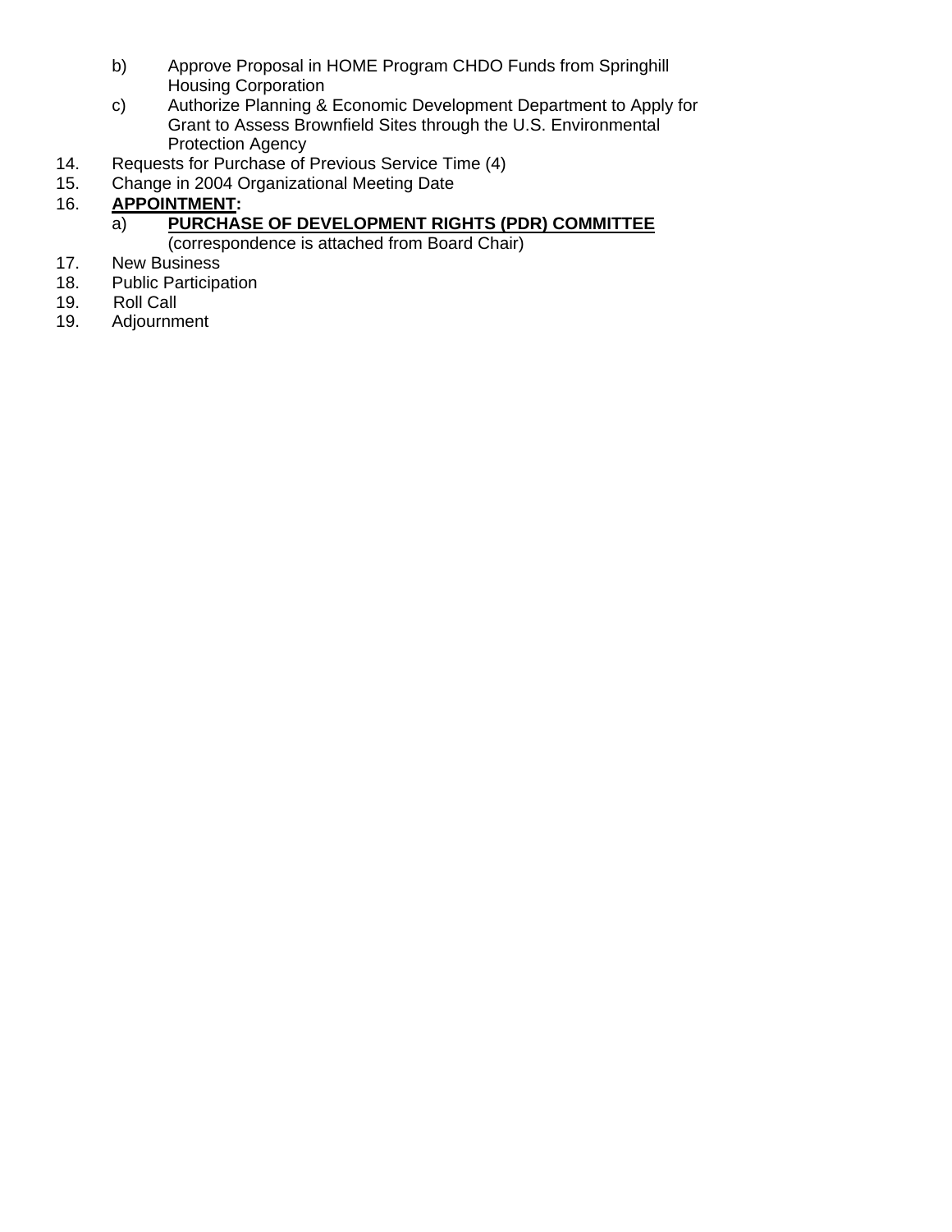b) Approve Proposal in HOME Program CHDO Funds from Springhill Housing Corporation
   c) Authorize Planning & Economic Development Department to Apply for Grant to Assess Brownfield Sites through the U.S. Environmental Protection Agency

14. Requests for Purchase of Previous Service Time (4)
15. Change in 2004 Organizational Meeting Date
16. **APPOINTMENT:**
   a) **PURCHASE OF DEVELOPMENT RIGHTS (PDR) COMMITTEE** (correspondence is attached from Board Chair)
17. New Business
18. Public Participation
19. Roll Call
19. Adjournment